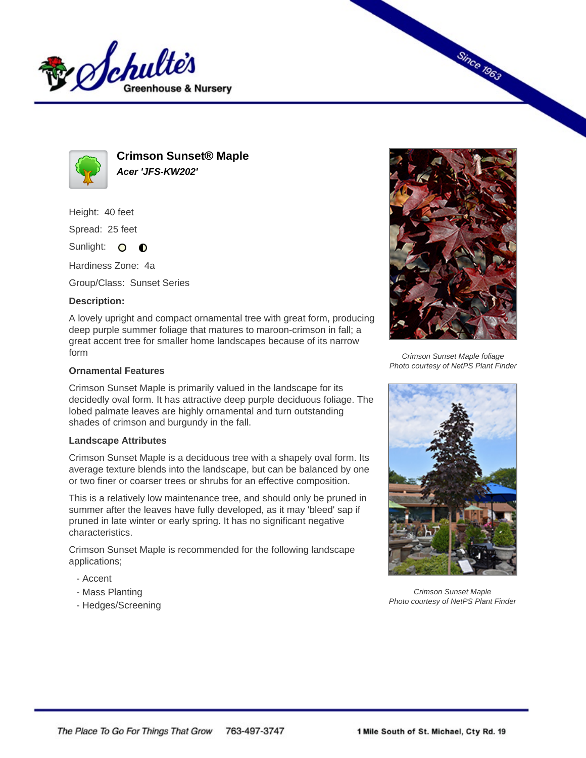# Crimson Sunset® Maple

***Acer 'JFS-KW202'***

Height: 40 feet

Spread: 25 feet

Sunlight:

Hardiness Zone: 4a

Group/Class: Sunset Series

**Description:**

A lovely upright and compact ornamental tree with great form, producing deep purple summer foliage that matures to maroon-crimson in fall; a great accent tree for smaller home landscapes because of its narrow form

### Ornamental Features

Crimson Sunset Maple is primarily valued in the landscape for its decidedly oval form. It has attractive deep purple deciduous foliage. The lobed palmate leaves are highly ornamental and turn outstanding shades of crimson and burgundy in the fall.

### Landscape Attributes

Crimson Sunset Maple is a deciduous tree with a shapely oval form. Its average texture blends into the landscape, but can be balanced by one or two finer or coarser trees or shrubs for an effective composition.

This is a relatively low maintenance tree, and should only be pruned in summer after the leaves have fully developed, as it may 'bleed' sap if pruned in late winter or early spring. It has no significant negative characteristics.

Crimson Sunset Maple is recommended for the following landscape applications;

- Accent
- Mass Planting
- Hedges/Screening

*Crimson Sunset Maple foliage*
*Photo courtesy of NetPS Plant Finder*

*Crimson Sunset Maple*
*Photo courtesy of NetPS Plant Finder*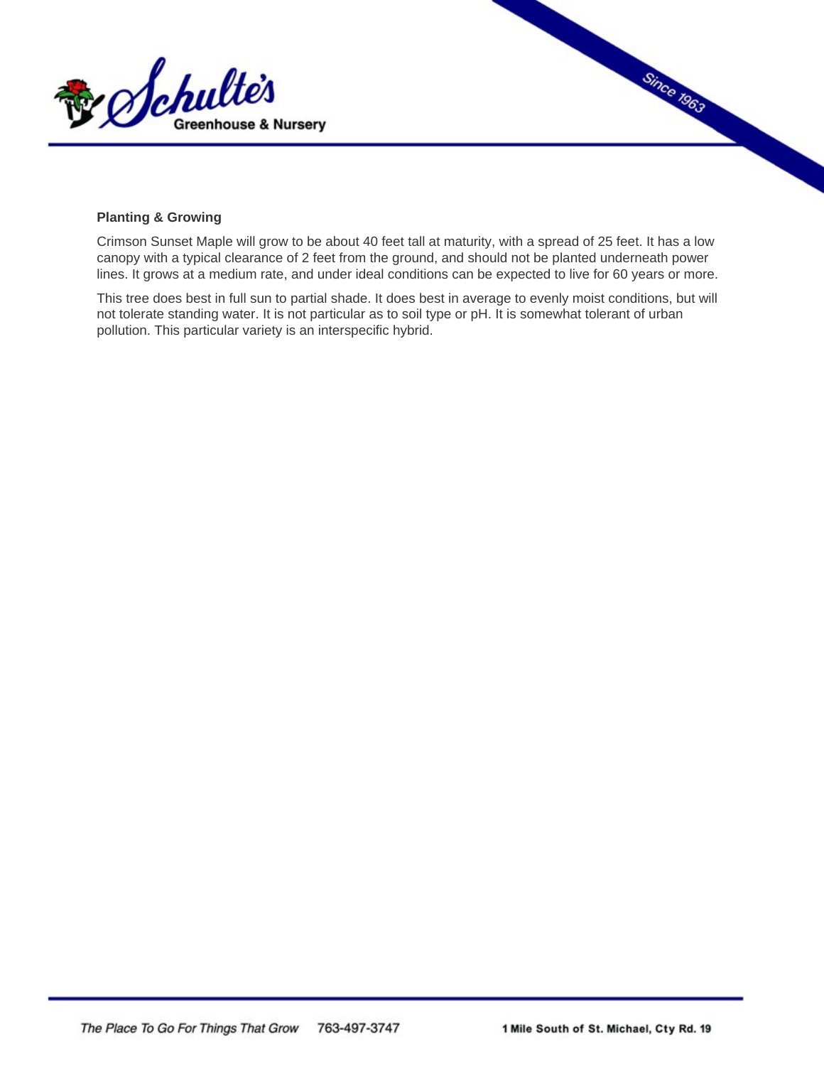**Planting & Growing**

Crimson Sunset Maple will grow to be about 40 feet tall at maturity, with a spread of 25 feet. It has a low canopy with a typical clearance of 2 feet from the ground, and should not be planted underneath power lines. It grows at a medium rate, and under ideal conditions can be expected to live for 60 years or more.

This tree does best in full sun to partial shade. It does best in average to evenly moist conditions, but will not tolerate standing water. It is not particular as to soil type or pH. It is somewhat tolerant of urban pollution. This particular variety is an interspecific hybrid.